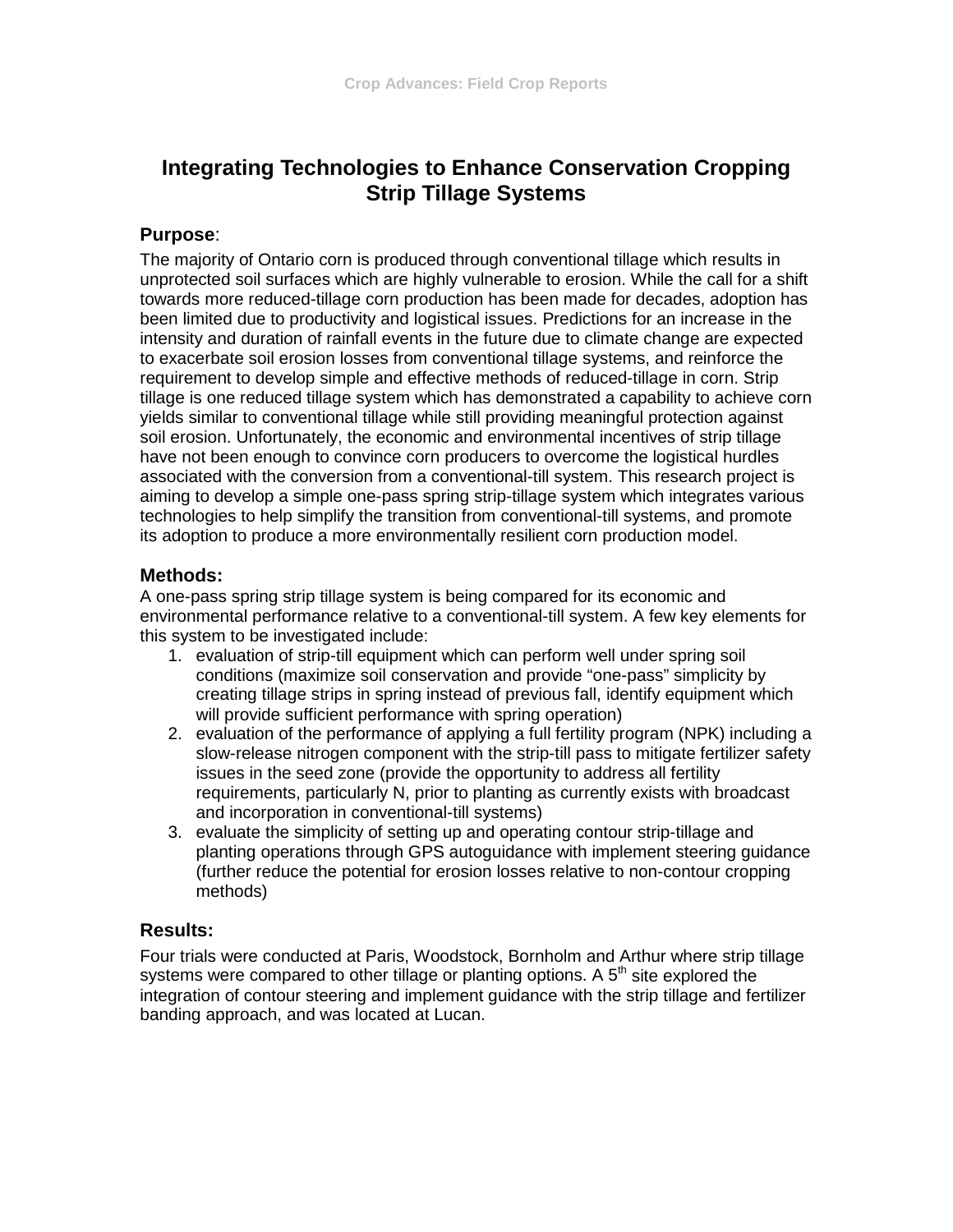# Integrating Technologies to Enhance Conservation Cropping Strip Tillage Systems

## Purpose:

The majority of Ontario corn is produced through conventional tillage which results in unprotected soil surfaces which are highly vulnerable to erosion. While the call for a shift towards more reduced-tillage corn production has been made for decades, adoption has been limited due to productivity and logistical issues. Predictions for an increase in the intensity and duration of rainfall events in the future due to climate change are expected to exacerbate soil erosion losses from conventional tillage systems, and reinforce the requirement to develop simple and effective methods of reduced-tillage in corn. Strip tillage is one reduced tillage system which has demonstrated a capability to achieve corn yields similar to conventional tillage while still providing meaningful protection against soil erosion. Unfortunately, the economic and environmental incentives of strip tillage have not been enough to convince corn producers to overcome the logistical hurdles associated with the conversion from a conventional-till system. This research project is aiming to develop a simple one-pass spring strip-tillage system which integrates various technologies to help simplify the transition from conventional-till systems, and promote its adoption to produce a more environmentally resilient corn production model.

## Methods:

A one-pass spring strip tillage system is being compared for its economic and environmental performance relative to a conventional-till system. A few key elements for this system to be investigated include:

1. evaluation of strip-till equipment which can perform well under spring soil conditions (maximize soil conservation and provide "one-pass" simplicity by creating tillage strips in spring instead of previous fall, identify equipment which will provide sufficient performance with spring operation)
2. evaluation of the performance of applying a full fertility program (NPK) including a slow-release nitrogen component with the strip-till pass to mitigate fertilizer safety issues in the seed zone (provide the opportunity to address all fertility requirements, particularly N, prior to planting as currently exists with broadcast and incorporation in conventional-till systems)
3. evaluate the simplicity of setting up and operating contour strip-tillage and planting operations through GPS autoguidance with implement steering guidance (further reduce the potential for erosion losses relative to non-contour cropping methods)

## Results:

Four trials were conducted at Paris, Woodstock, Bornholm and Arthur where strip tillage systems were compared to other tillage or planting options. A 5th site explored the integration of contour steering and implement guidance with the strip tillage and fertilizer banding approach, and was located at Lucan.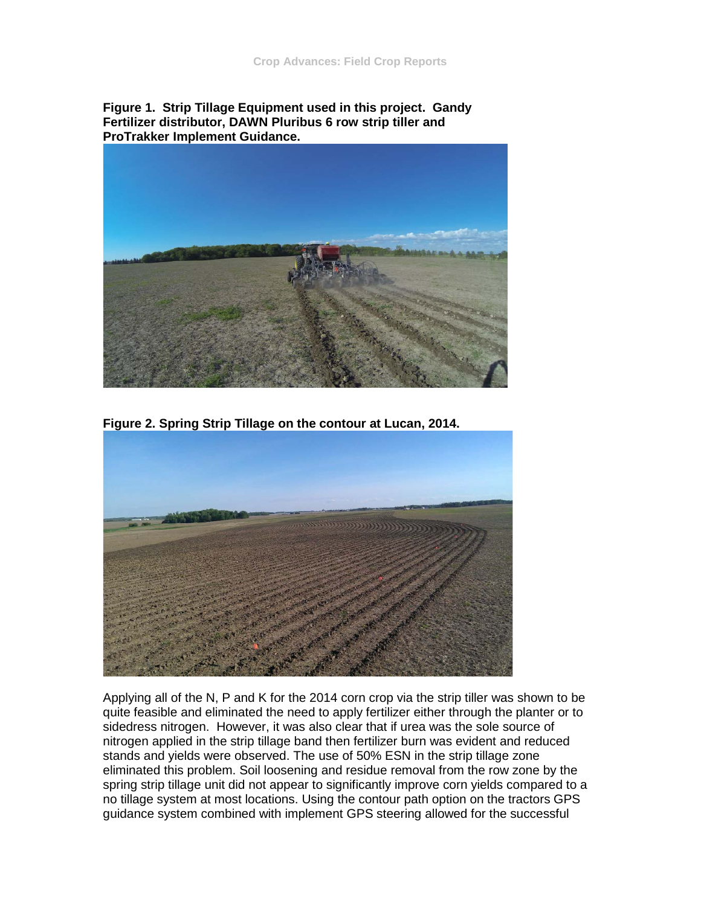**Figure 1. Strip Tillage Equipment used in this project. Gandy Fertilizer distributor, DAWN Pluribus 6 row strip tiller and ProTrakker Implement Guidance.**

**Figure 2. Spring Strip Tillage on the contour at Lucan, 2014.**

Applying all of the N, P and K for the 2014 corn crop via the strip tiller was shown to be quite feasible and eliminated the need to apply fertilizer either through the planter or to sidedress nitrogen. However, it was also clear that if urea was the sole source of nitrogen applied in the strip tillage band then fertilizer burn was evident and reduced stands and yields were observed. The use of 50% ESN in the strip tillage zone eliminated this problem. Soil loosening and residue removal from the row zone by the spring strip tillage unit did not appear to significantly improve corn yields compared to a no tillage system at most locations. Using the contour path option on the tractors GPS guidance system combined with implement GPS steering allowed for the successful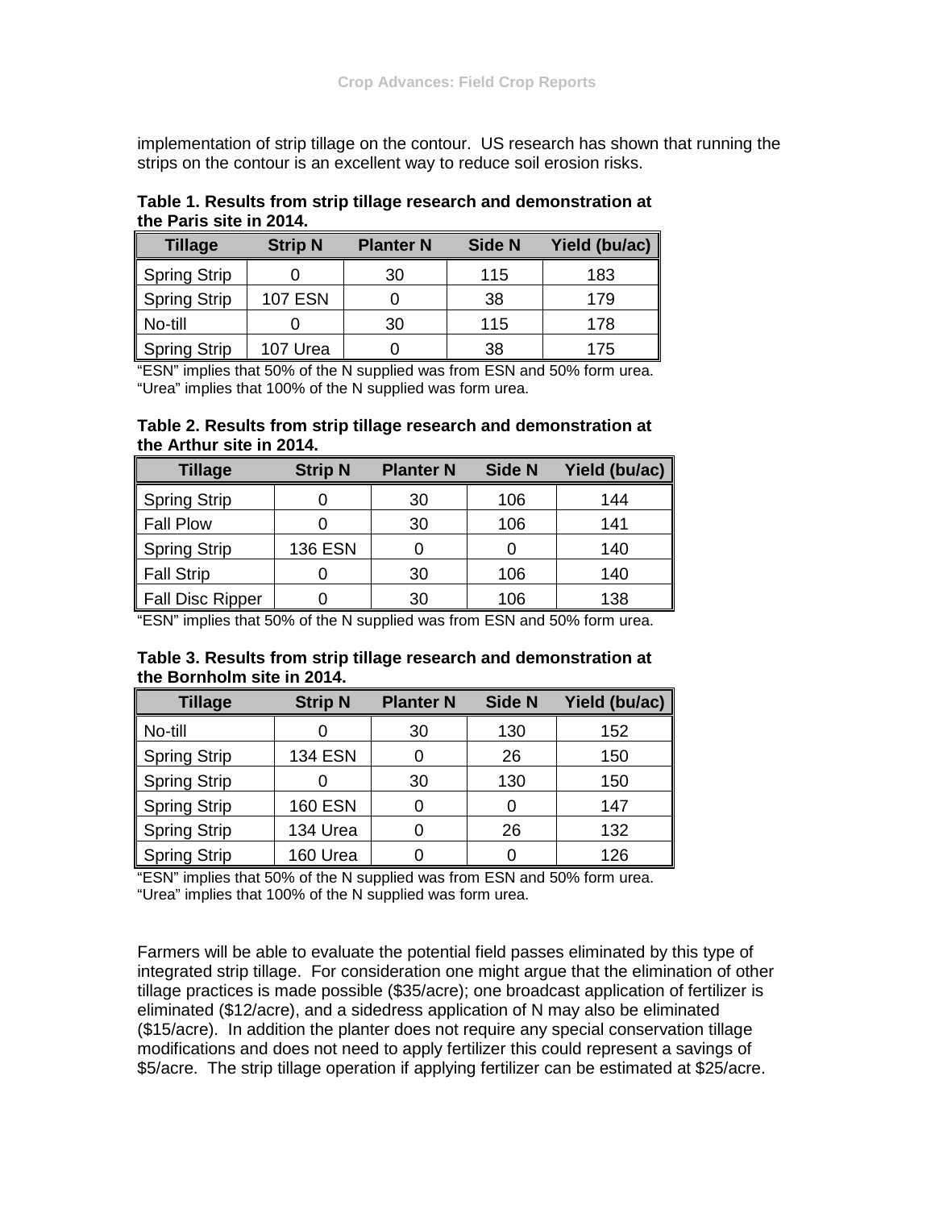implementation of strip tillage on the contour. US research has shown that running the strips on the contour is an excellent way to reduce soil erosion risks.

**Table 1. Results from strip tillage research and demonstration at the Paris site in 2014.**

| Tillage | Strip N | Planter N | Side N | Yield (bu/ac) |
|---|---|---|---|---|
| Spring Strip | 0 | 30 | 115 | 183 |
| Spring Strip | 107 ESN | 0 | 38 | 179 |
| No-till | 0 | 30 | 115 | 178 |
| Spring Strip | 107 Urea | 0 | 38 | 175 |

"ESN" implies that 50% of the N supplied was from ESN and 50% form urea.
"Urea" implies that 100% of the N supplied was form urea.

**Table 2. Results from strip tillage research and demonstration at the Arthur site in 2014.**

| Tillage | Strip N | Planter N | Side N | Yield (bu/ac) |
|---|---|---|---|---|
| Spring Strip | 0 | 30 | 106 | 144 |
| Fall Plow | 0 | 30 | 106 | 141 |
| Spring Strip | 136 ESN | 0 | 0 | 140 |
| Fall Strip | 0 | 30 | 106 | 140 |
| Fall Disc Ripper | 0 | 30 | 106 | 138 |

"ESN" implies that 50% of the N supplied was from ESN and 50% form urea.

**Table 3. Results from strip tillage research and demonstration at the Bornholm site in 2014.**

| Tillage | Strip N | Planter N | Side N | Yield (bu/ac) |
|---|---|---|---|---|
| No-till | 0 | 30 | 130 | 152 |
| Spring Strip | 134 ESN | 0 | 26 | 150 |
| Spring Strip | 0 | 30 | 130 | 150 |
| Spring Strip | 160 ESN | 0 | 0 | 147 |
| Spring Strip | 134 Urea | 0 | 26 | 132 |
| Spring Strip | 160 Urea | 0 | 0 | 126 |

"ESN" implies that 50% of the N supplied was from ESN and 50% form urea.
"Urea" implies that 100% of the N supplied was form urea.

Farmers will be able to evaluate the potential field passes eliminated by this type of integrated strip tillage. For consideration one might argue that the elimination of other tillage practices is made possible ($35/acre); one broadcast application of fertilizer is eliminated ($12/acre), and a sidedress application of N may also be eliminated ($15/acre). In addition the planter does not require any special conservation tillage modifications and does not need to apply fertilizer this could represent a savings of $5/acre. The strip tillage operation if applying fertilizer can be estimated at $25/acre.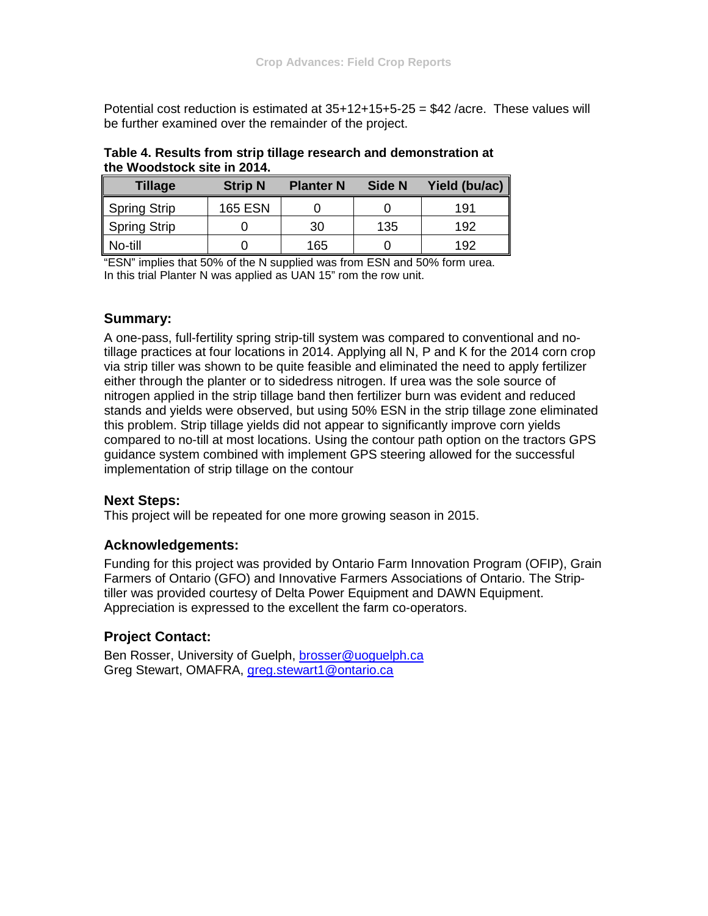Potential cost reduction is estimated at 35+12+15+5-25 = $42 /acre. These values will be further examined over the remainder of the project.

**Table 4. Results from strip tillage research and demonstration at the Woodstock site in 2014.**

| Tillage | Strip N | Planter N | Side N | Yield (bu/ac) |
|---|---|---|---|---|
| Spring Strip | 165 ESN | 0 | 0 | 191 |
| Spring Strip | 0 | 30 | 135 | 192 |
| No-till | 0 | 165 | 0 | 192 |

"ESN" implies that 50% of the N supplied was from ESN and 50% form urea.
In this trial Planter N was applied as UAN 15" rom the row unit.

## Summary:

A one-pass, full-fertility spring strip-till system was compared to conventional and no-tillage practices at four locations in 2014. Applying all N, P and K for the 2014 corn crop via strip tiller was shown to be quite feasible and eliminated the need to apply fertilizer either through the planter or to sidedress nitrogen. If urea was the sole source of nitrogen applied in the strip tillage band then fertilizer burn was evident and reduced stands and yields were observed, but using 50% ESN in the strip tillage zone eliminated this problem. Strip tillage yields did not appear to significantly improve corn yields compared to no-till at most locations. Using the contour path option on the tractors GPS guidance system combined with implement GPS steering allowed for the successful implementation of strip tillage on the contour

## Next Steps:

This project will be repeated for one more growing season in 2015.

## Acknowledgements:

Funding for this project was provided by Ontario Farm Innovation Program (OFIP), Grain Farmers of Ontario (GFO) and Innovative Farmers Associations of Ontario. The Strip-tiller was provided courtesy of Delta Power Equipment and DAWN Equipment. Appreciation is expressed to the excellent the farm co-operators.

## Project Contact:

Ben Rosser, University of Guelph, brosser@uoguelph.ca
Greg Stewart, OMAFRA, greg.stewart1@ontario.ca